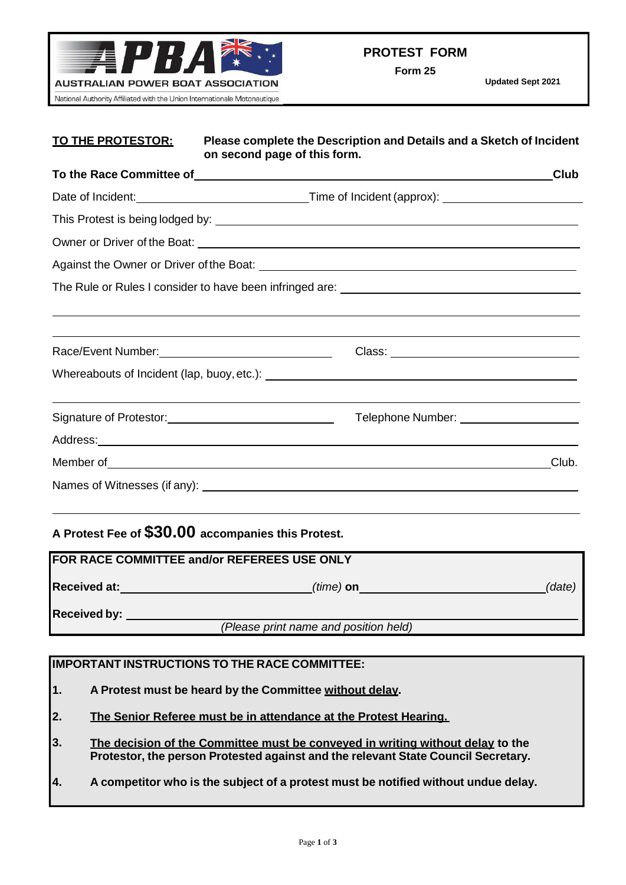AUSTRALIAN POWER BOAT ASSOCIATION

National Authority Affiliated with the Union Internationale Motonautique

# PROTEST FORM

**Form 25**

**Updated Sept 2021**

**TO THE PROTESTOR:** **Please complete the Description and Details and a Sketch of Incident on second page of this form.**

**To the Race Committee of** ______________________________ **Club**

Date of Incident: ______________________ Time of Incident (approx): ______________________

This Protest is being lodged by: ______________________________

Owner or Driver of the Boat: ______________________________

Against the Owner or Driver of the Boat: ______________________________

The Rule or Rules I consider to have been infringed are: ______________________________

______________________________

______________________________

Race/Event Number: ______________________ Class: ______________________

Whereabouts of Incident (lap, buoy, etc.): ______________________________

______________________________

Signature of Protestor: ______________________ Telephone Number: ______________________

Address: ______________________________

Member of ______________________________ Club.

Names of Witnesses (if any): ______________________________

______________________________

**A Protest Fee of $30.00 accompanies this Protest.**

**FOR RACE COMMITTEE and/or REFEREES USE ONLY**

**Received at:** ______________________ *(time)* **on** ______________________ *(date)*

**Received by:** ______________________________

*(Please print name and position held)*

**IMPORTANT INSTRUCTIONS TO THE RACE COMMITTEE:**

1. **A Protest must be heard by the Committee without delay.**
2. **The Senior Referee must be in attendance at the Protest Hearing.**
3. **The decision of the Committee must be conveyed in writing without delay to the Protestor, the person Protested against and the relevant State Council Secretary.**
4. **A competitor who is the subject of a protest must be notified without undue delay.**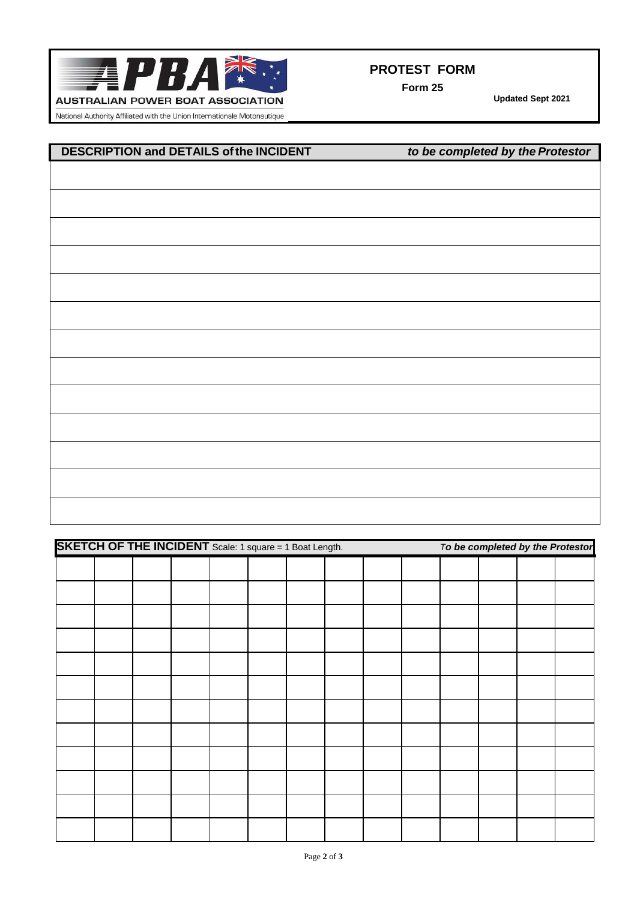**APBA**

AUSTRALIAN POWER BOAT ASSOCIATION

National Authority Affiliated with the Union Internationale Motonautique

## PROTEST FORM

**Form 25**

**Updated Sept 2021**

| **DESCRIPTION and DETAILS of the INCIDENT** | ***to be completed by the Protestor*** |
|---|---|
| | |
| | |
| | |
| | |
| | |
| | |
| | |
| | |
| | |
| | |
| | |
| | |
| | |

**SKETCH OF THE INCIDENT** Scale: 1 square = 1 Boat Length. *To be completed by the Protestor*

| | | | | | | | | | | | | | |
|---|---|---|---|---|---|---|---|---|---|---|---|---|---|
| | | | | | | | | | | | | | |
| | | | | | | | | | | | | | |
| | | | | | | | | | | | | | |
| | | | | | | | | | | | | | |
| | | | | | | | | | | | | | |
| | | | | | | | | | | | | | |
| | | | | | | | | | | | | | |
| | | | | | | | | | | | | | |
| | | | | | | | | | | | | | |
| | | | | | | | | | | | | | |
| | | | | | | | | | | | | | |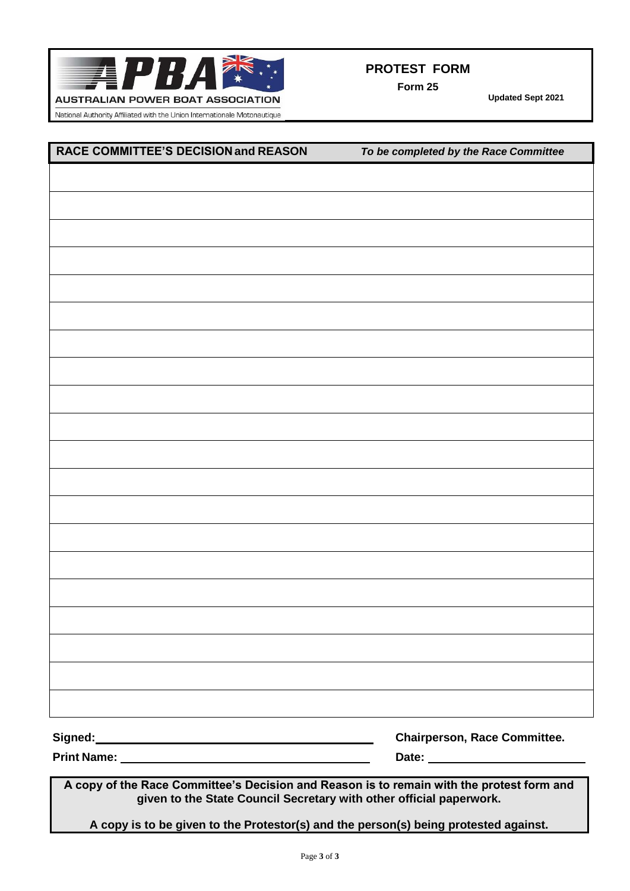APBA

AUSTRALIAN POWER BOAT ASSOCIATION

National Authority Affiliated with the Union Internationale Motonautique

**PROTEST FORM**

**Form 25**

**Updated Sept 2021**

**RACE COMMITTEE'S DECISION and REASON** ***To be completed by the Race Committee***

**Signed:** ______________________________ **Chairperson, Race Committee.**

**Print Name:** ______________________________ **Date:** ______________

**A copy of the Race Committee's Decision and Reason is to remain with the protest form and given to the State Council Secretary with other official paperwork.**

**A copy is to be given to the Protestor(s) and the person(s) being protested against.**